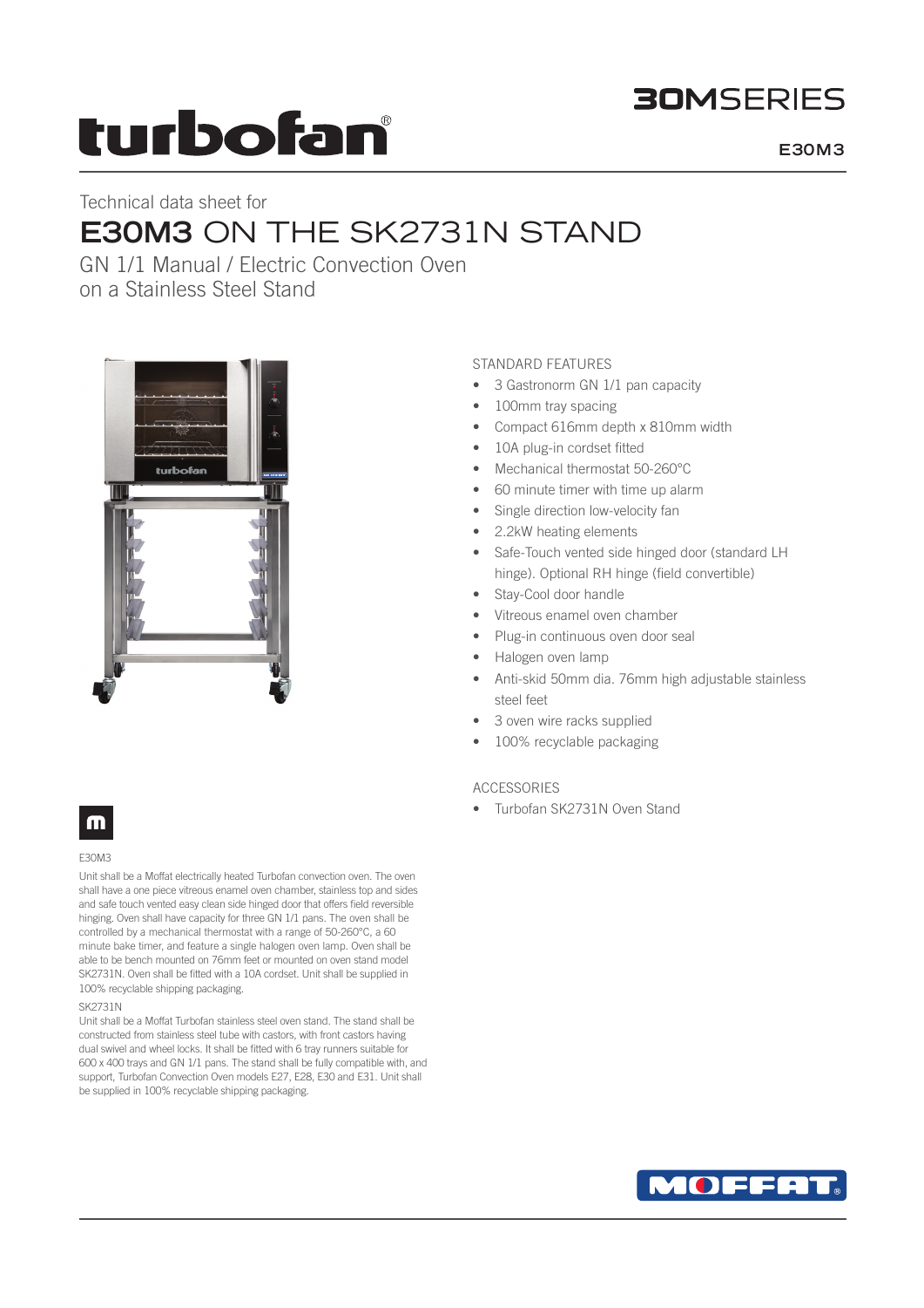# turbofan

## 30MSERIES

E30M3

Technical data sheet for

# E30M3 ON THE SK2731N STAND

GN 1/1 Manual / Electric Convection Oven on a Stainless Steel Stand

### STANDARD FEATURES

- 3 Gastronorm GN 1/1 pan capacity
- 100mm tray spacing
- Compact 616mm depth x 810mm width
- 10A plug-in cordset fitted
- Mechanical thermostat 50-260°C
- 60 minute timer with time up alarm
- Single direction low-velocity fan
- 2.2kW heating elements
- Safe-Touch vented side hinged door (standard LH hinge). Optional RH hinge (field convertible)
- Stay-Cool door handle
- Vitreous enamel oven chamber
- Plug-in continuous oven door seal
- Halogen oven lamp
- Anti-skid 50mm dia. 76mm high adjustable stainless steel feet
- 3 oven wire racks supplied
- 100% recyclable packaging

### ACCESSORIES

- Turbofan SK2731N Oven Stand

E30M3

Unit shall be a Moffat electrically heated Turbofan convection oven. The oven shall have a one piece vitreous enamel oven chamber, stainless top and sides and safe touch vented easy clean side hinged door that offers field reversible hinging. Oven shall have capacity for three GN 1/1 pans. The oven shall be controlled by a mechanical thermostat with a range of 50-260°C, a 60 minute bake timer, and feature a single halogen oven lamp. Oven shall be able to be bench mounted on 76mm feet or mounted on oven stand model SK2731N. Oven shall be fitted with a 10A cordset. Unit shall be supplied in 100% recyclable shipping packaging.

SK2731N

Unit shall be a Moffat Turbofan stainless steel oven stand. The stand shall be constructed from stainless steel tube with castors, with front castors having dual swivel and wheel locks. It shall be fitted with 6 tray runners suitable for 600 x 400 trays and GN 1/1 pans. The stand shall be fully compatible with, and support, Turbofan Convection Oven models E27, E28, E30 and E31. Unit shall be supplied in 100% recyclable shipping packaging.

MOFFAT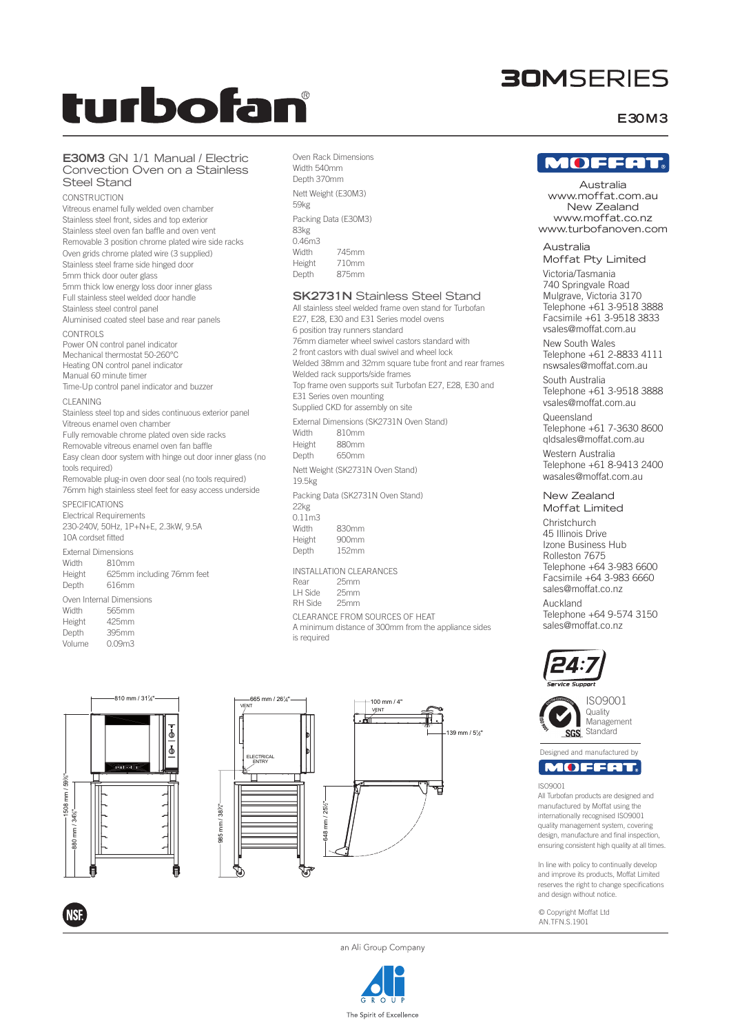# turbofan®

# 30MSERIES

## E30M3

## E30M3 GN 1/1 Manual / Electric Convection Oven on a Stainless Steel Stand

CONSTRUCTION

Vitreous enamel fully welded oven chamber
Stainless steel front, sides and top exterior
Stainless steel oven fan baffle and oven vent
Removable 3 position chrome plated wire side racks
Oven grids chrome plated wire (3 supplied)
Stainless steel frame side hinged door
5mm thick door outer glass
5mm thick low energy loss door inner glass
Full stainless steel welded door handle
Stainless steel control panel
Aluminised coated steel base and rear panels

CONTROLS

Power ON control panel indicator
Mechanical thermostat 50-260°C
Heating ON control panel indicator
Manual 60 minute timer
Time-Up control panel indicator and buzzer

CLEANING

Stainless steel top and sides continuous exterior panel
Vitreous enamel oven chamber
Fully removable chrome plated oven side racks
Removable vitreous enamel oven fan baffle
Easy clean door system with hinge out door inner glass (no tools required)
Removable plug-in oven door seal (no tools required)
76mm high stainless steel feet for easy access underside

SPECIFICATIONS

Electrical Requirements
230-240V, 50Hz, 1P+N+E, 2.3kW, 9.5A
10A cordset fitted

External Dimensions

| | |
|---|---|
| Width | 810mm |
| Height | 625mm including 76mm feet |
| Depth | 616mm |

Oven Internal Dimensions

| | |
|---|---|
| Width | 565mm |
| Height | 425mm |
| Depth | 395mm |
| Volume | 0.09m3 |

Oven Rack Dimensions
Width 540mm
Depth 370mm

Nett Weight (E30M3)
59kg

Packing Data (E30M3)
83kg
0.46m3

| | |
|---|---|
| Width | 745mm |
| Height | 710mm |
| Depth | 875mm |

## SK2731N Stainless Steel Stand

All stainless steel welded frame oven stand for Turbofan E27, E28, E30 and E31 Series model ovens
6 position tray runners standard
76mm diameter wheel swivel castors standard with 2 front castors with dual swivel and wheel lock
Welded 38mm and 32mm square tube front and rear frames
Welded rack supports/side frames
Top frame oven supports suit Turbofan E27, E28, E30 and E31 Series oven mounting
Supplied CKD for assembly on site

External Dimensions (SK2731N Oven Stand)

| | |
|---|---|
| Width | 810mm |
| Height | 880mm |
| Depth | 650mm |

Nett Weight (SK2731N Oven Stand)
19.5kg

Packing Data (SK2731N Oven Stand)
22kg
0.11m3

| | |
|---|---|
| Width | 830mm |
| Height | 900mm |
| Depth | 152mm |

INSTALLATION CLEARANCES

| | |
|---|---|
| Rear | 25mm |
| LH Side | 25mm |
| RH Side | 25mm |

CLEARANCE FROM SOURCES OF HEAT
A minimum distance of 300mm from the appliance sides is required

810 mm / 31⅞"
1508 mm / 59⅜"
880 mm / 34⅝"
665 mm / 26¼"
VENT
ELECTRICAL ENTRY
985 mm / 38¾"
100 mm / 4"
VENT
139 mm / 5½"
648 mm / 25½"

NSF

MOFFAT

Australia
www.moffat.com.au
New Zealand
www.moffat.co.nz
www.turbofanoven.com

Australia
Moffat Pty Limited

Victoria/Tasmania
740 Springvale Road
Mulgrave, Victoria 3170
Telephone +61 3-9518 3888
Facsimile +61 3-9518 3833
vsales@moffat.com.au

New South Wales
Telephone +61 2-8833 4111
nswsales@moffat.com.au

South Australia
Telephone +61 3-9518 3888
vsales@moffat.com.au

Queensland
Telephone +61 7-3630 8600
qldsales@moffat.com.au

Western Australia
Telephone +61 8-9413 2400
wasales@moffat.com.au

New Zealand
Moffat Limited

Christchurch
45 Illinois Drive
Izone Business Hub
Rolleston 7675
Telephone +64 3-983 6600
Facsimile +64 3-983 6660
sales@moffat.co.nz

Auckland
Telephone +64 9-574 3150
sales@moffat.co.nz

24:7 Service Support

ISO9001 Quality Management Standard

Designed and manufactured by MOFFAT

ISO9001
All Turbofan products are designed and manufactured by Moffat using the internationally recognised ISO9001 quality management system, covering design, manufacture and final inspection, ensuring consistent high quality at all times.

In line with policy to continually develop and improve its products, Moffat Limited reserves the right to change specifications and design without notice.

© Copyright Moffat Ltd
AN.TFN.S.1901

an Ali Group Company

The Spirit of Excellence